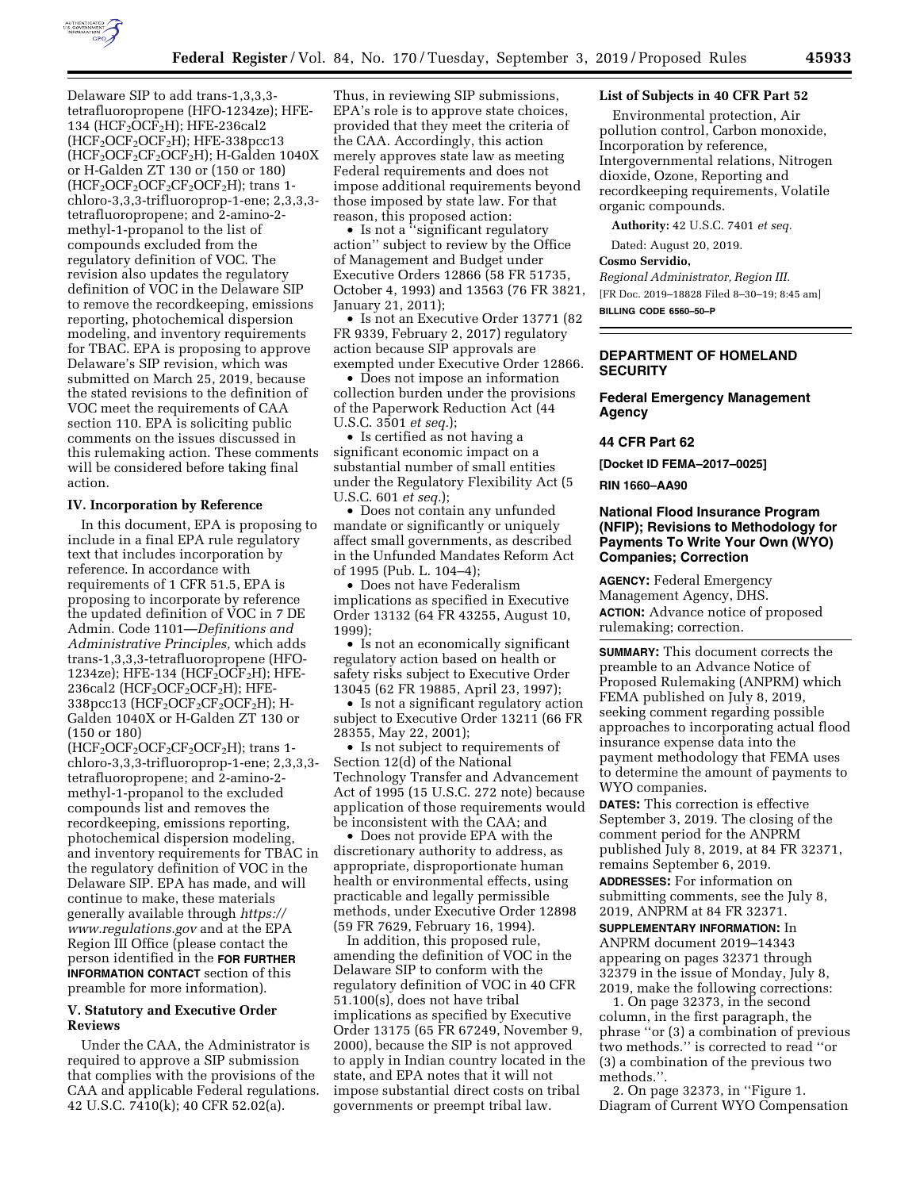Delaware SIP to add trans-1,3,3,3-tetrafluoropropene (HFO-1234ze); HFE-134 ($HCF_2OCF_2H$); HFE-236cal2 ($HCF_2OCF_2OCF_2H$); HFE-338pcc13 ($HCF_2OCF_2CF_2OCF_2H$); H-Galden 1040X or H-Galden ZT 130 or (150 or 180) ($HCF_2OCF_2OCF_2CF_2OCF_2H$); trans 1-chloro-3,3,3-trifluoroprop-1-ene; 2,3,3,3-tetrafluoropropene; and 2-amino-2-methyl-1-propanol to the list of compounds excluded from the regulatory definition of VOC. The revision also updates the regulatory definition of VOC in the Delaware SIP to remove the recordkeeping, emissions reporting, photochemical dispersion modeling, and inventory requirements for TBAC. EPA is proposing to approve Delaware's SIP revision, which was submitted on March 25, 2019, because the stated revisions to the definition of VOC meet the requirements of CAA section 110. EPA is soliciting public comments on the issues discussed in this rulemaking action. These comments will be considered before taking final action.

## IV. Incorporation by Reference

In this document, EPA is proposing to include in a final EPA rule regulatory text that includes incorporation by reference. In accordance with requirements of 1 CFR 51.5, EPA is proposing to incorporate by reference the updated definition of VOC in 7 DE Admin. Code 1101—*Definitions and Administrative Principles,* which adds trans-1,3,3,3-tetrafluoropropene (HFO-1234ze); HFE-134 ($HCF_2OCF_2H$); HFE-236cal2 ($HCF_2OCF_2OCF_2H$); HFE-338pcc13 ($HCF_2OCF_2CF_2OCF_2H$); H-Galden 1040X or H-Galden ZT 130 or (150 or 180) ($HCF_2OCF_2OCF_2CF_2OCF_2H$); trans 1-chloro-3,3,3-trifluoroprop-1-ene; 2,3,3,3-tetrafluoropropene; and 2-amino-2-methyl-1-propanol to the excluded compounds list and removes the recordkeeping, emissions reporting, photochemical dispersion modeling, and inventory requirements for TBAC in the regulatory definition of VOC in the Delaware SIP. EPA has made, and will continue to make, these materials generally available through *https://www.regulations.gov* and at the EPA Region III Office (please contact the person identified in the **FOR FURTHER INFORMATION CONTACT** section of this preamble for more information).

## V. Statutory and Executive Order Reviews

Under the CAA, the Administrator is required to approve a SIP submission that complies with the provisions of the CAA and applicable Federal regulations. 42 U.S.C. 7410(k); 40 CFR 52.02(a). Thus, in reviewing SIP submissions, EPA's role is to approve state choices, provided that they meet the criteria of the CAA. Accordingly, this action merely approves state law as meeting Federal requirements and does not impose additional requirements beyond those imposed by state law. For that reason, this proposed action:

- Is not a "significant regulatory action" subject to review by the Office of Management and Budget under Executive Orders 12866 (58 FR 51735, October 4, 1993) and 13563 (76 FR 3821, January 21, 2011);
- Is not an Executive Order 13771 (82 FR 9339, February 2, 2017) regulatory action because SIP approvals are exempted under Executive Order 12866.
- Does not impose an information collection burden under the provisions of the Paperwork Reduction Act (44 U.S.C. 3501 *et seq.*);
- Is certified as not having a significant economic impact on a substantial number of small entities under the Regulatory Flexibility Act (5 U.S.C. 601 *et seq.*);
- Does not contain any unfunded mandate or significantly or uniquely affect small governments, as described in the Unfunded Mandates Reform Act of 1995 (Pub. L. 104–4);
- Does not have Federalism implications as specified in Executive Order 13132 (64 FR 43255, August 10, 1999);
- Is not an economically significant regulatory action based on health or safety risks subject to Executive Order 13045 (62 FR 19885, April 23, 1997);
- Is not a significant regulatory action subject to Executive Order 13211 (66 FR 28355, May 22, 2001);
- Is not subject to requirements of Section 12(d) of the National Technology Transfer and Advancement Act of 1995 (15 U.S.C. 272 note) because application of those requirements would be inconsistent with the CAA; and
- Does not provide EPA with the discretionary authority to address, as appropriate, disproportionate human health or environmental effects, using practicable and legally permissible methods, under Executive Order 12898 (59 FR 7629, February 16, 1994).

In addition, this proposed rule, amending the definition of VOC in the Delaware SIP to conform with the regulatory definition of VOC in 40 CFR 51.100(s), does not have tribal implications as specified by Executive Order 13175 (65 FR 67249, November 9, 2000), because the SIP is not approved to apply in Indian country located in the state, and EPA notes that it will not impose substantial direct costs on tribal governments or preempt tribal law.

### List of Subjects in 40 CFR Part 52

Environmental protection, Air pollution control, Carbon monoxide, Incorporation by reference, Intergovernmental relations, Nitrogen dioxide, Ozone, Reporting and recordkeeping requirements, Volatile organic compounds.

**Authority:** 42 U.S.C. 7401 *et seq.*

Dated: August 20, 2019.

**Cosmo Servidio,**

*Regional Administrator, Region III.*

[FR Doc. 2019–18828 Filed 8–30–19; 8:45 am]

**BILLING CODE 6560–50–P**

---

## DEPARTMENT OF HOMELAND SECURITY

## Federal Emergency Management Agency

## 44 CFR Part 62

**[Docket ID FEMA–2017–0025]**

**RIN 1660–AA90**

## National Flood Insurance Program (NFIP); Revisions to Methodology for Payments To Write Your Own (WYO) Companies; Correction

**AGENCY:** Federal Emergency Management Agency, DHS.

**ACTION:** Advance notice of proposed rulemaking; correction.

**SUMMARY:** This document corrects the preamble to an Advance Notice of Proposed Rulemaking (ANPRM) which FEMA published on July 8, 2019, seeking comment regarding possible approaches to incorporating actual flood insurance expense data into the payment methodology that FEMA uses to determine the amount of payments to WYO companies.

**DATES:** This correction is effective September 3, 2019. The closing of the comment period for the ANPRM published July 8, 2019, at 84 FR 32371, remains September 6, 2019.

**ADDRESSES:** For information on submitting comments, see the July 8, 2019, ANPRM at 84 FR 32371.

**SUPPLEMENTARY INFORMATION:** In ANPRM document 2019–14343 appearing on pages 32371 through 32379 in the issue of Monday, July 8, 2019, make the following corrections:

1. On page 32373, in the second column, in the first paragraph, the phrase "or (3) a combination of previous two methods." is corrected to read "or (3) a combination of the previous two methods.".

2. On page 32373, in "Figure 1. Diagram of Current WYO Compensation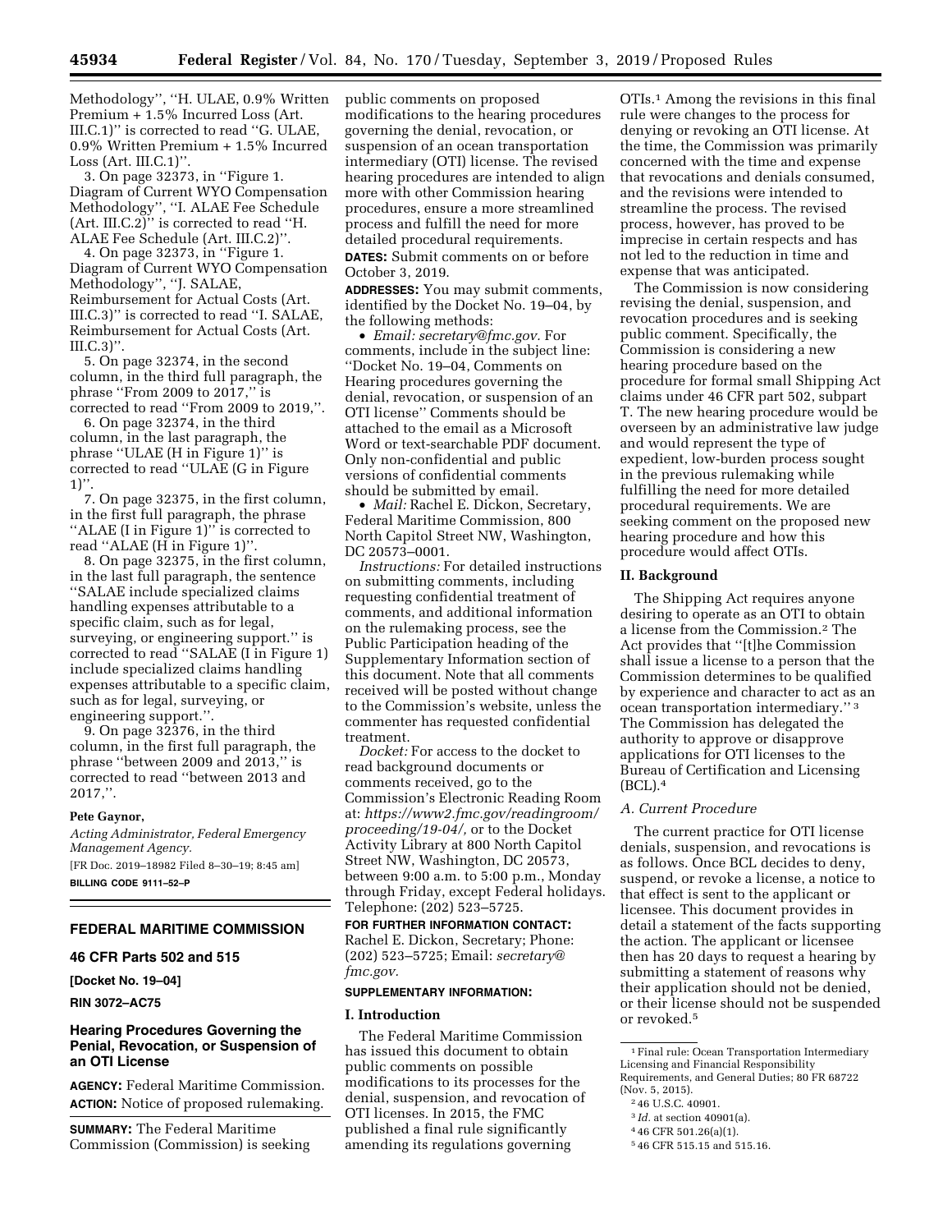Methodology'', ''H. ULAE, 0.9% Written Premium + 1.5% Incurred Loss (Art. III.C.1)'' is corrected to read ''G. ULAE, 0.9% Written Premium + 1.5% Incurred Loss (Art. III.C.1)''.

3. On page 32373, in ''Figure 1. Diagram of Current WYO Compensation Methodology'', ''I. ALAE Fee Schedule (Art. III.C.2)'' is corrected to read ''H. ALAE Fee Schedule (Art. III.C.2)''.

4. On page 32373, in ''Figure 1. Diagram of Current WYO Compensation Methodology'', ''J. SALAE, Reimbursement for Actual Costs (Art. III.C.3)'' is corrected to read ''I. SALAE, Reimbursement for Actual Costs (Art. III.C.3)''.

5. On page 32374, in the second column, in the third full paragraph, the phrase ''From 2009 to 2017,'' is corrected to read ''From 2009 to 2019,''.

6. On page 32374, in the third column, in the last paragraph, the phrase ''ULAE (H in Figure 1)'' is corrected to read ''ULAE (G in Figure 1)''.

7. On page 32375, in the first column, in the first full paragraph, the phrase ''ALAE (I in Figure 1)'' is corrected to read ''ALAE (H in Figure 1)''.

8. On page 32375, in the first column, in the last full paragraph, the sentence ''SALAE include specialized claims handling expenses attributable to a specific claim, such as for legal, surveying, or engineering support.'' is corrected to read ''SALAE (I in Figure 1) include specialized claims handling expenses attributable to a specific claim, such as for legal, surveying, or engineering support.''.

9. On page 32376, in the third column, in the first full paragraph, the phrase ''between 2009 and 2013,'' is corrected to read ''between 2013 and 2017,''.

**Pete Gaynor,**

*Acting Administrator, Federal Emergency Management Agency.*

[FR Doc. 2019–18982 Filed 8–30–19; 8:45 am]

**BILLING CODE 9111–52–P**

## FEDERAL MARITIME COMMISSION

### 46 CFR Parts 502 and 515

**[Docket No. 19–04]**

**RIN 3072–AC75**

### Hearing Procedures Governing the Penial, Revocation, or Suspension of an OTI License

**AGENCY:** Federal Maritime Commission.

**ACTION:** Notice of proposed rulemaking.

**SUMMARY:** The Federal Maritime Commission (Commission) is seeking public comments on proposed modifications to the hearing procedures governing the denial, revocation, or suspension of an ocean transportation intermediary (OTI) license. The revised hearing procedures are intended to align more with other Commission hearing procedures, ensure a more streamlined process and fulfill the need for more detailed procedural requirements.

**DATES:** Submit comments on or before October 3, 2019.

**ADDRESSES:** You may submit comments, identified by the Docket No. 19–04, by the following methods:

- *Email: secretary@fmc.gov.* For comments, include in the subject line: ''Docket No. 19–04, Comments on Hearing procedures governing the denial, revocation, or suspension of an OTI license'' Comments should be attached to the email as a Microsoft Word or text-searchable PDF document. Only non-confidential and public versions of confidential comments should be submitted by email.
- *Mail:* Rachel E. Dickon, Secretary, Federal Maritime Commission, 800 North Capitol Street NW, Washington, DC 20573–0001.

*Instructions:* For detailed instructions on submitting comments, including requesting confidential treatment of comments, and additional information on the rulemaking process, see the Public Participation heading of the Supplementary Information section of this document. Note that all comments received will be posted without change to the Commission's website, unless the commenter has requested confidential treatment.

*Docket:* For access to the docket to read background documents or comments received, go to the Commission's Electronic Reading Room at: *https://www2.fmc.gov/readingroom/proceeding/19-04/,* or to the Docket Activity Library at 800 North Capitol Street NW, Washington, DC 20573, between 9:00 a.m. to 5:00 p.m., Monday through Friday, except Federal holidays. Telephone: (202) 523–5725.

**FOR FURTHER INFORMATION CONTACT:** Rachel E. Dickon, Secretary; Phone: (202) 523–5725; Email: *secretary@fmc.gov.*

**SUPPLEMENTARY INFORMATION:**

#### I. Introduction

The Federal Maritime Commission has issued this document to obtain public comments on possible modifications to its processes for the denial, suspension, and revocation of OTI licenses. In 2015, the FMC published a final rule significantly amending its regulations governing OTIs.[1] Among the revisions in this final rule were changes to the process for denying or revoking an OTI license. At the time, the Commission was primarily concerned with the time and expense that revocations and denials consumed, and the revisions were intended to streamline the process. The revised process, however, has proved to be imprecise in certain respects and has not led to the reduction in time and expense that was anticipated.

The Commission is now considering revising the denial, suspension, and revocation procedures and is seeking public comment. Specifically, the Commission is considering a new hearing procedure based on the procedure for formal small Shipping Act claims under 46 CFR part 502, subpart T. The new hearing procedure would be overseen by an administrative law judge and would represent the type of expedient, low-burden process sought in the previous rulemaking while fulfilling the need for more detailed procedural requirements. We are seeking comment on the proposed new hearing procedure and how this procedure would affect OTIs.

#### II. Background

The Shipping Act requires anyone desiring to operate as an OTI to obtain a license from the Commission.[2] The Act provides that ''[t]he Commission shall issue a license to a person that the Commission determines to be qualified by experience and character to act as an ocean transportation intermediary.''[3] The Commission has delegated the authority to approve or disapprove applications for OTI licenses to the Bureau of Certification and Licensing (BCL).[4]

##### *A. Current Procedure*

The current practice for OTI license denials, suspension, and revocations is as follows. Once BCL decides to deny, suspend, or revoke a license, a notice to that effect is sent to the applicant or licensee. This document provides in detail a statement of the facts supporting the action. The applicant or licensee then has 20 days to request a hearing by submitting a statement of reasons why their application should not be denied, or their license should not be suspended or revoked.[5]

[1] Final rule: Ocean Transportation Intermediary Licensing and Financial Responsibility Requirements, and General Duties; 80 FR 68722 (Nov. 5, 2015).

[2] 46 U.S.C. 40901.

[3] *Id.* at section 40901(a).

[4] 46 CFR 501.26(a)(1).

[5] 46 CFR 515.15 and 515.16.